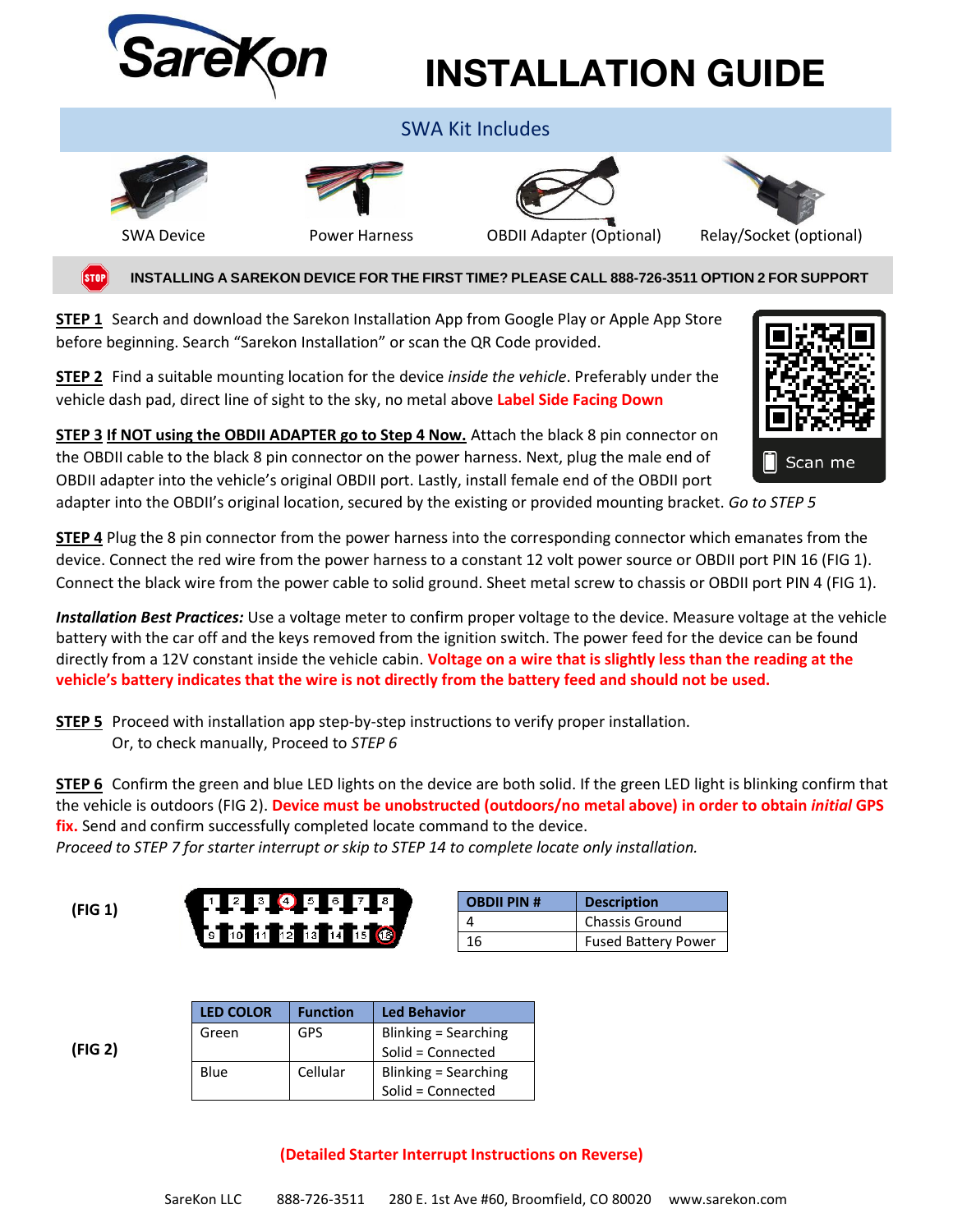# INSTALLATION GUIDE

## SWA Kit Includes

SWA Device | Power Harness | OBDII Adapter (Optional) | Relay/Socket (optional)

**INSTALLING A SAREKON DEVICE FOR THE FIRST TIME? PLEASE CALL 888-726-3511 OPTION 2 FOR SUPPORT**

**STEP 1** Search and download the Sarekon Installation App from Google Play or Apple App Store before beginning. Search "Sarekon Installation" or scan the QR Code provided.

Scan me

**STEP 2** Find a suitable mounting location for the device *inside the vehicle*. Preferably under the vehicle dash pad, direct line of sight to the sky, no metal above **Label Side Facing Down**

**STEP 3 If NOT using the OBDII ADAPTER go to Step 4 Now.** Attach the black 8 pin connector on the OBDII cable to the black 8 pin connector on the power harness. Next, plug the male end of OBDII adapter into the vehicle's original OBDII port. Lastly, install female end of the OBDII port adapter into the OBDII's original location, secured by the existing or provided mounting bracket. *Go to STEP 5*

**STEP 4** Plug the 8 pin connector from the power harness into the corresponding connector which emanates from the device. Connect the red wire from the power harness to a constant 12 volt power source or OBDII port PIN 16 (FIG 1). Connect the black wire from the power cable to solid ground. Sheet metal screw to chassis or OBDII port PIN 4 (FIG 1).

***Installation Best Practices:*** Use a voltage meter to confirm proper voltage to the device. Measure voltage at the vehicle battery with the car off and the keys removed from the ignition switch. The power feed for the device can be found directly from a 12V constant inside the vehicle cabin. **Voltage on a wire that is slightly less than the reading at the vehicle's battery indicates that the wire is not directly from the battery feed and should not be used.**

**STEP 5** Proceed with installation app step-by-step instructions to verify proper installation.
Or, to check manually, Proceed to *STEP 6*

**STEP 6** Confirm the green and blue LED lights on the device are both solid. If the green LED light is blinking confirm that the vehicle is outdoors (FIG 2). **Device must be unobstructed (outdoors/no metal above) in order to obtain *initial* GPS fix.** Send and confirm successfully completed locate command to the device.
*Proceed to STEP 7 for starter interrupt or skip to STEP 14 to complete locate only installation.*

**(FIG 1)**

1 2 3 4 5 6 7 8
9 10 11 12 13 14 15 16

| OBDII PIN # | Description |
|---|---|
| 4 | Chassis Ground |
| 16 | Fused Battery Power |

**(FIG 2)**

| LED COLOR | Function | Led Behavior |
|---|---|---|
| Green | GPS | Blinking = Searching<br>Solid = Connected |
| Blue | Cellular | Blinking = Searching<br>Solid = Connected |

**(Detailed Starter Interrupt Instructions on Reverse)**

SareKon LLC 888-726-3511 280 E. 1st Ave #60, Broomfield, CO 80020 www.sarekon.com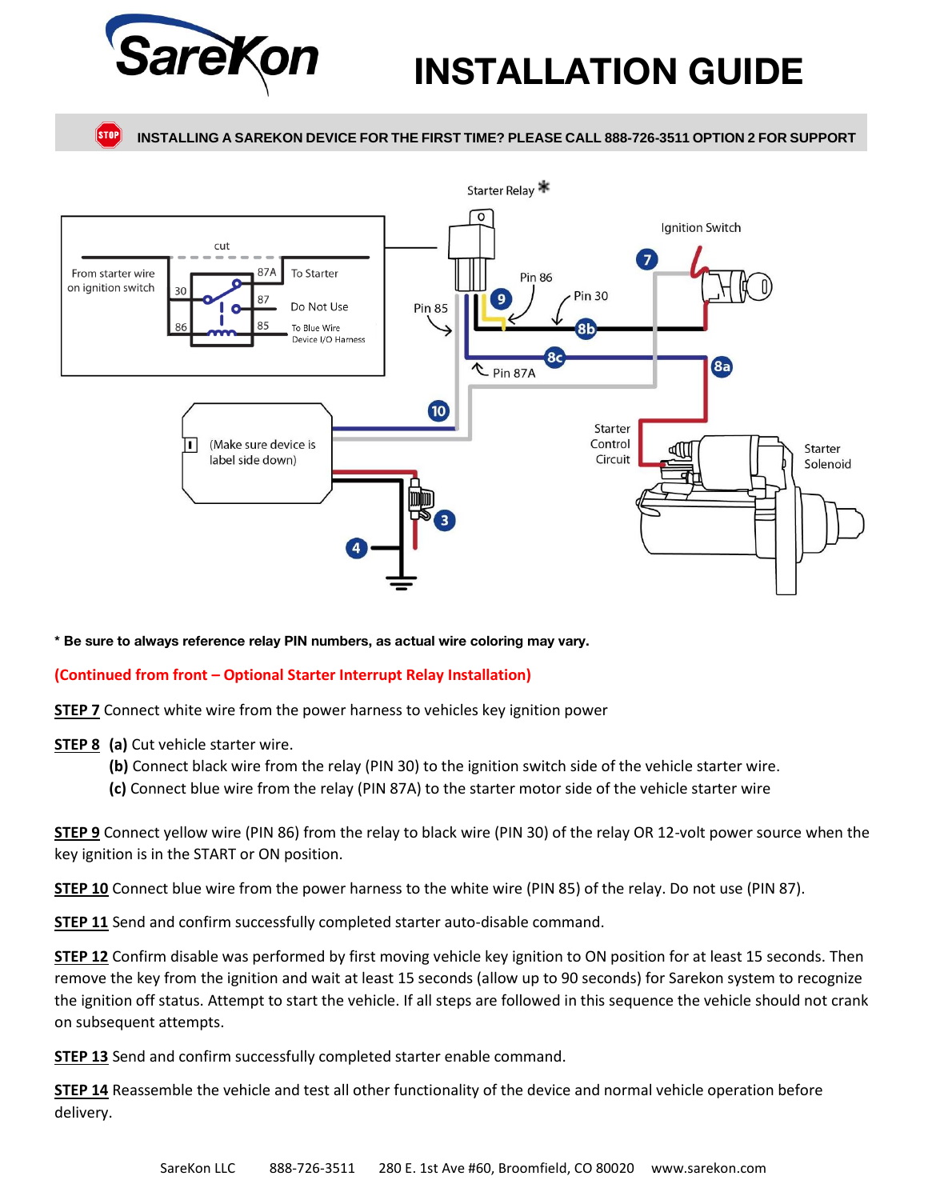# INSTALLATION GUIDE

**INSTALLING A SAREKON DEVICE FOR THE FIRST TIME? PLEASE CALL 888-726-3511 OPTION 2 FOR SUPPORT**

Starter Relay *

cut

From starter wire on ignition switch

30

87A

To Starter

87

Do Not Use

86

85

To Blue Wire Device I/O Harness

Ignition Switch

7

Pin 86

9

Pin 30

Pin 85

8b

8c

8a

Pin 87A

10

(Make sure device is label side down)

3

4

Starter Control Circuit

Starter Solenoid

**\* Be sure to always reference relay PIN numbers, as actual wire coloring may vary.**

**(Continued from front – Optional Starter Interrupt Relay Installation)**

**STEP 7** Connect white wire from the power harness to vehicles key ignition power

**STEP 8** **(a)** Cut vehicle starter wire.
**(b)** Connect black wire from the relay (PIN 30) to the ignition switch side of the vehicle starter wire.
**(c)** Connect blue wire from the relay (PIN 87A) to the starter motor side of the vehicle starter wire

**STEP 9** Connect yellow wire (PIN 86) from the relay to black wire (PIN 30) of the relay OR 12-volt power source when the key ignition is in the START or ON position.

**STEP 10** Connect blue wire from the power harness to the white wire (PIN 85) of the relay. Do not use (PIN 87).

**STEP 11** Send and confirm successfully completed starter auto-disable command.

**STEP 12** Confirm disable was performed by first moving vehicle key ignition to ON position for at least 15 seconds. Then remove the key from the ignition and wait at least 15 seconds (allow up to 90 seconds) for Sarekon system to recognize the ignition off status. Attempt to start the vehicle. If all steps are followed in this sequence the vehicle should not crank on subsequent attempts.

**STEP 13** Send and confirm successfully completed starter enable command.

**STEP 14** Reassemble the vehicle and test all other functionality of the device and normal vehicle operation before delivery.